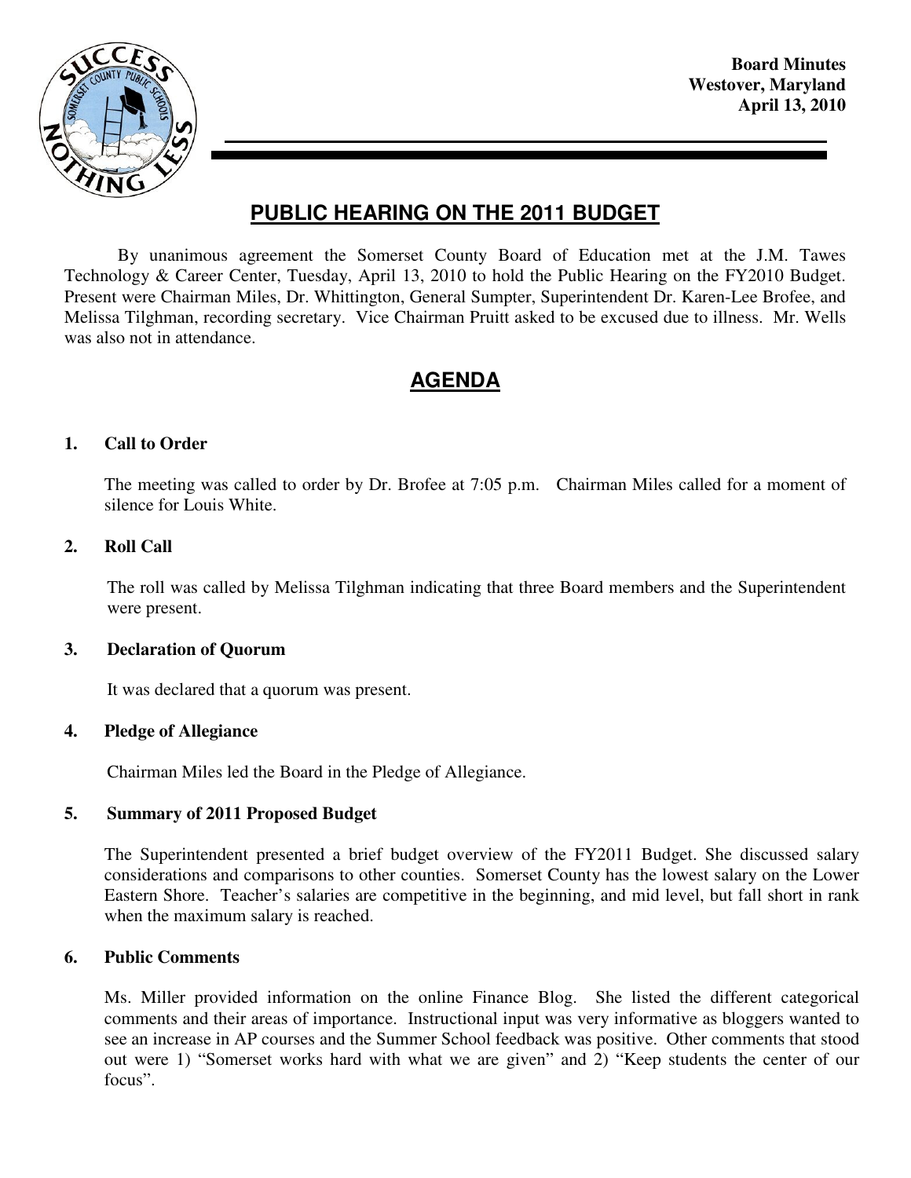Board Minutes
Westover, Maryland
April 13, 2010

# PUBLIC HEARING ON THE 2011 BUDGET

By unanimous agreement the Somerset County Board of Education met at the J.M. Tawes Technology & Career Center, Tuesday, April 13, 2010 to hold the Public Hearing on the FY2010 Budget. Present were Chairman Miles, Dr. Whittington, General Sumpter, Superintendent Dr. Karen-Lee Brofee, and Melissa Tilghman, recording secretary. Vice Chairman Pruitt asked to be excused due to illness. Mr. Wells was also not in attendance.

## AGENDA

### 1. Call to Order

The meeting was called to order by Dr. Brofee at 7:05 p.m. Chairman Miles called for a moment of silence for Louis White.

### 2. Roll Call

The roll was called by Melissa Tilghman indicating that three Board members and the Superintendent were present.

### 3. Declaration of Quorum

It was declared that a quorum was present.

### 4. Pledge of Allegiance

Chairman Miles led the Board in the Pledge of Allegiance.

### 5. Summary of 2011 Proposed Budget

The Superintendent presented a brief budget overview of the FY2011 Budget. She discussed salary considerations and comparisons to other counties. Somerset County has the lowest salary on the Lower Eastern Shore. Teacher's salaries are competitive in the beginning, and mid level, but fall short in rank when the maximum salary is reached.

### 6. Public Comments

Ms. Miller provided information on the online Finance Blog. She listed the different categorical comments and their areas of importance. Instructional input was very informative as bloggers wanted to see an increase in AP courses and the Summer School feedback was positive. Other comments that stood out were 1) "Somerset works hard with what we are given" and 2) "Keep students the center of our focus".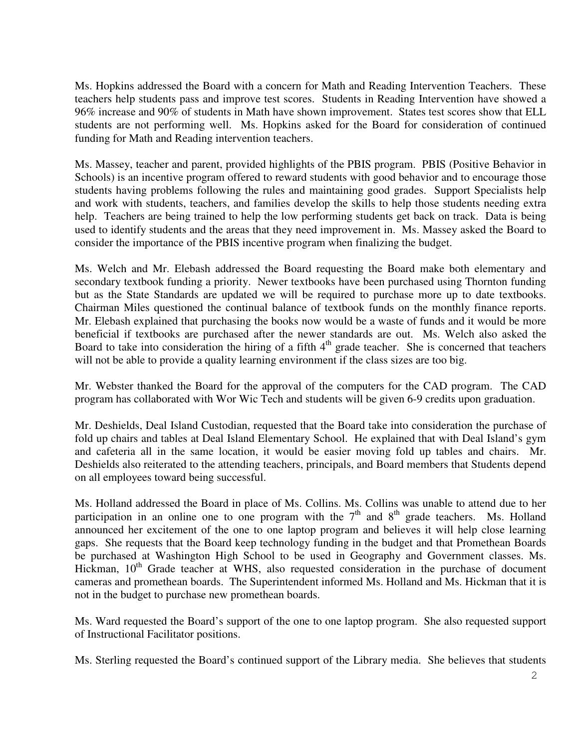Ms. Hopkins addressed the Board with a concern for Math and Reading Intervention Teachers. These teachers help students pass and improve test scores. Students in Reading Intervention have showed a 96% increase and 90% of students in Math have shown improvement. States test scores show that ELL students are not performing well. Ms. Hopkins asked for the Board for consideration of continued funding for Math and Reading intervention teachers.

Ms. Massey, teacher and parent, provided highlights of the PBIS program. PBIS (Positive Behavior in Schools) is an incentive program offered to reward students with good behavior and to encourage those students having problems following the rules and maintaining good grades. Support Specialists help and work with students, teachers, and families develop the skills to help those students needing extra help. Teachers are being trained to help the low performing students get back on track. Data is being used to identify students and the areas that they need improvement in. Ms. Massey asked the Board to consider the importance of the PBIS incentive program when finalizing the budget.

Ms. Welch and Mr. Elebash addressed the Board requesting the Board make both elementary and secondary textbook funding a priority. Newer textbooks have been purchased using Thornton funding but as the State Standards are updated we will be required to purchase more up to date textbooks. Chairman Miles questioned the continual balance of textbook funds on the monthly finance reports. Mr. Elebash explained that purchasing the books now would be a waste of funds and it would be more beneficial if textbooks are purchased after the newer standards are out. Ms. Welch also asked the Board to take into consideration the hiring of a fifth 4th grade teacher. She is concerned that teachers will not be able to provide a quality learning environment if the class sizes are too big.

Mr. Webster thanked the Board for the approval of the computers for the CAD program. The CAD program has collaborated with Wor Wic Tech and students will be given 6-9 credits upon graduation.

Mr. Deshields, Deal Island Custodian, requested that the Board take into consideration the purchase of fold up chairs and tables at Deal Island Elementary School. He explained that with Deal Island's gym and cafeteria all in the same location, it would be easier moving fold up tables and chairs. Mr. Deshields also reiterated to the attending teachers, principals, and Board members that Students depend on all employees toward being successful.

Ms. Holland addressed the Board in place of Ms. Collins. Ms. Collins was unable to attend due to her participation in an online one to one program with the 7th and 8th grade teachers. Ms. Holland announced her excitement of the one to one laptop program and believes it will help close learning gaps. She requests that the Board keep technology funding in the budget and that Promethean Boards be purchased at Washington High School to be used in Geography and Government classes. Ms. Hickman, 10th Grade teacher at WHS, also requested consideration in the purchase of document cameras and promethean boards. The Superintendent informed Ms. Holland and Ms. Hickman that it is not in the budget to purchase new promethean boards.

Ms. Ward requested the Board's support of the one to one laptop program. She also requested support of Instructional Facilitator positions.

Ms. Sterling requested the Board's continued support of the Library media. She believes that students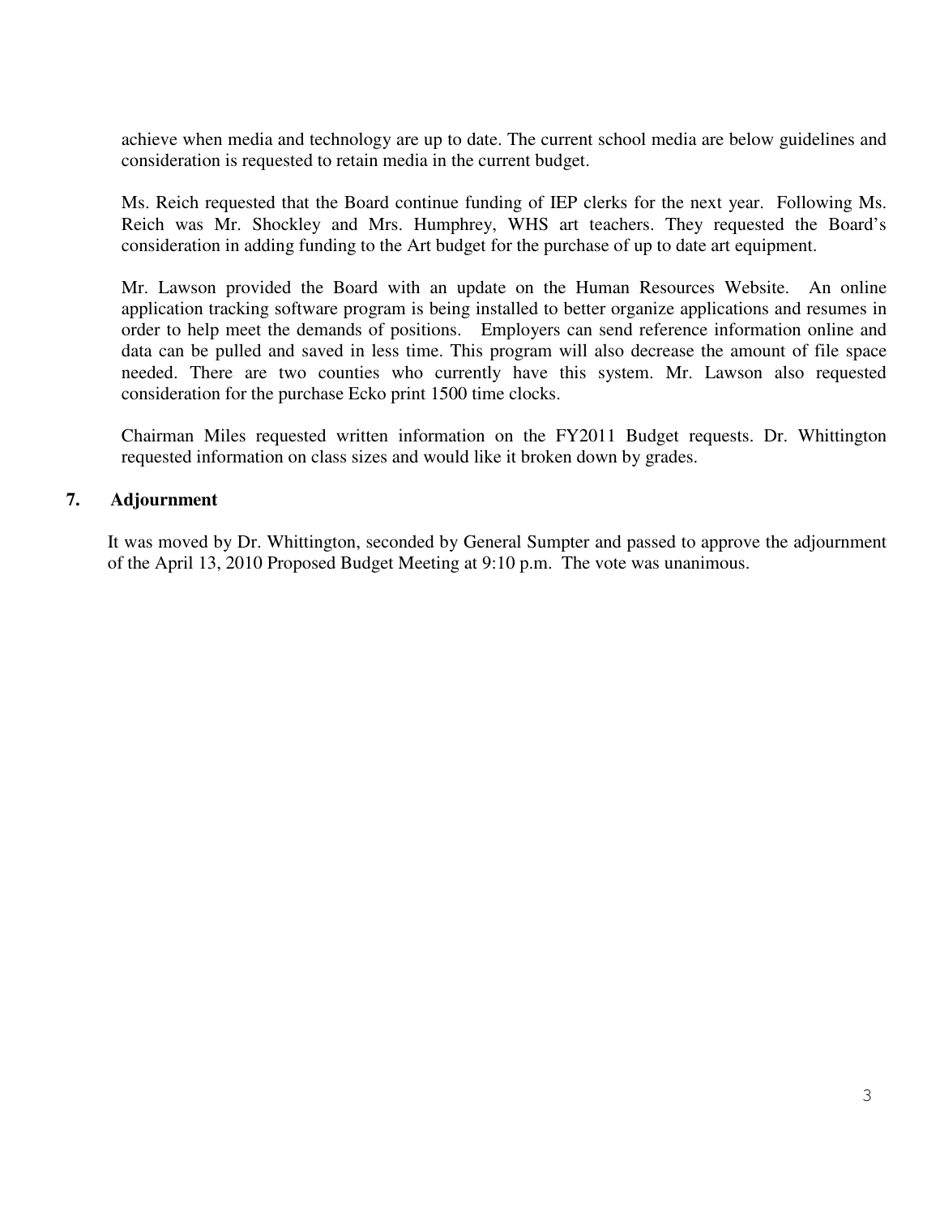achieve when media and technology are up to date. The current school media are below guidelines and consideration is requested to retain media in the current budget.

Ms. Reich requested that the Board continue funding of IEP clerks for the next year. Following Ms. Reich was Mr. Shockley and Mrs. Humphrey, WHS art teachers. They requested the Board's consideration in adding funding to the Art budget for the purchase of up to date art equipment.

Mr. Lawson provided the Board with an update on the Human Resources Website. An online application tracking software program is being installed to better organize applications and resumes in order to help meet the demands of positions. Employers can send reference information online and data can be pulled and saved in less time. This program will also decrease the amount of file space needed. There are two counties who currently have this system. Mr. Lawson also requested consideration for the purchase Ecko print 1500 time clocks.

Chairman Miles requested written information on the FY2011 Budget requests. Dr. Whittington requested information on class sizes and would like it broken down by grades.

## 7. Adjournment

It was moved by Dr. Whittington, seconded by General Sumpter and passed to approve the adjournment of the April 13, 2010 Proposed Budget Meeting at 9:10 p.m. The vote was unanimous.